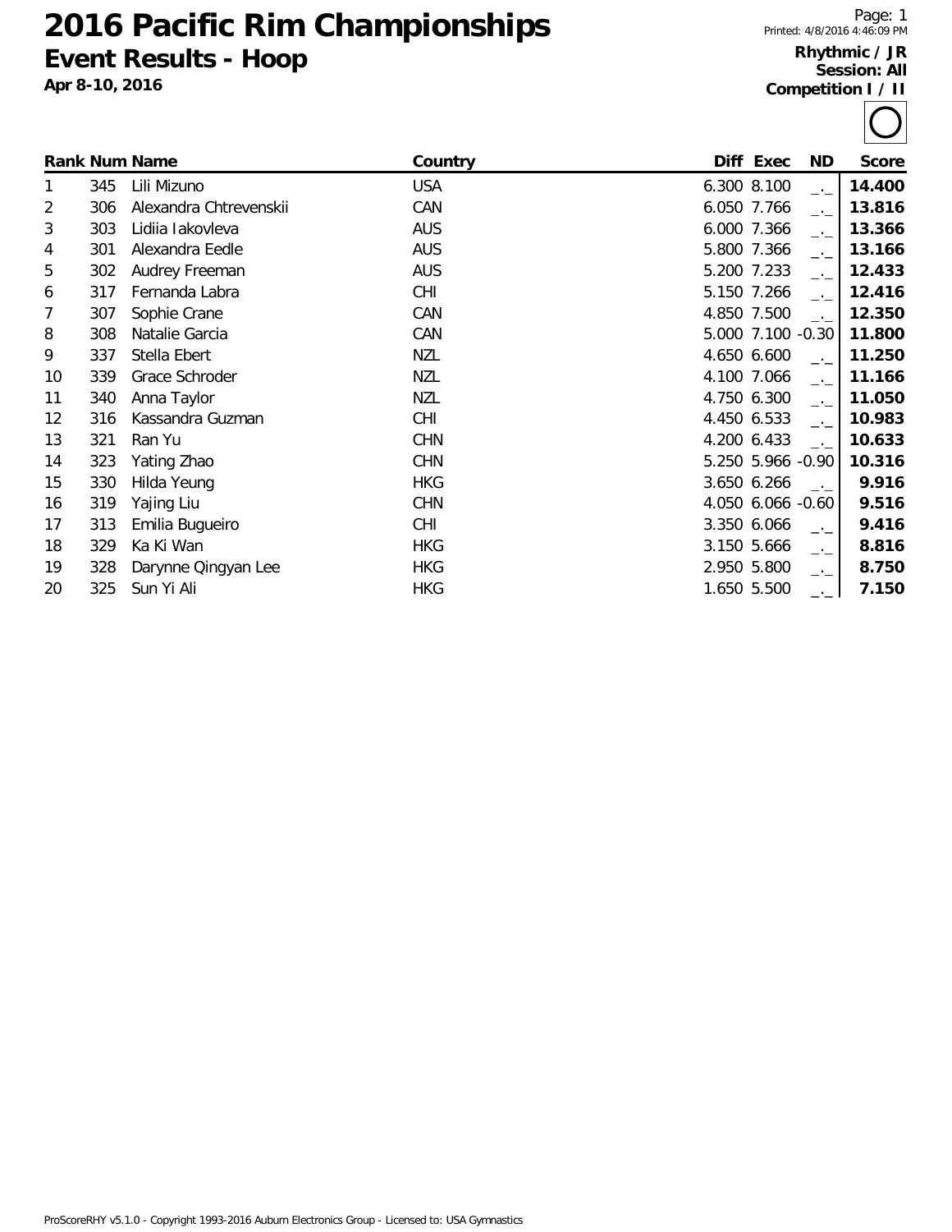# 2016 Pacific Rim Championships

## Event Results - Hoop

**Apr 8-10, 2016**

Printed: 4/8/2016 4:46:09 PM

**Rhythmic / JR**
**Session: All**
**Competition I / II**

| Rank | Num | Name | Country | Diff | Exec | ND | Score |
|---|---|---|---|---|---|---|---|
| 1 | 345 | Lili Mizuno | USA | 6.300 | 8.100 | _._ | **14.400** |
| 2 | 306 | Alexandra Chtrevenskii | CAN | 6.050 | 7.766 | _._ | **13.816** |
| 3 | 303 | Lidiia Iakovleva | AUS | 6.000 | 7.366 | _._ | **13.366** |
| 4 | 301 | Alexandra Eedle | AUS | 5.800 | 7.366 | _._ | **13.166** |
| 5 | 302 | Audrey Freeman | AUS | 5.200 | 7.233 | _._ | **12.433** |
| 6 | 317 | Fernanda Labra | CHI | 5.150 | 7.266 | _._ | **12.416** |
| 7 | 307 | Sophie Crane | CAN | 4.850 | 7.500 | _._ | **12.350** |
| 8 | 308 | Natalie Garcia | CAN | 5.000 | 7.100 | -0.30 | **11.800** |
| 9 | 337 | Stella Ebert | NZL | 4.650 | 6.600 | _._ | **11.250** |
| 10 | 339 | Grace Schroder | NZL | 4.100 | 7.066 | _._ | **11.166** |
| 11 | 340 | Anna Taylor | NZL | 4.750 | 6.300 | _._ | **11.050** |
| 12 | 316 | Kassandra Guzman | CHI | 4.450 | 6.533 | _._ | **10.983** |
| 13 | 321 | Ran Yu | CHN | 4.200 | 6.433 | _._ | **10.633** |
| 14 | 323 | Yating Zhao | CHN | 5.250 | 5.966 | -0.90 | **10.316** |
| 15 | 330 | Hilda Yeung | HKG | 3.650 | 6.266 | _._ | **9.916** |
| 16 | 319 | Yajing Liu | CHN | 4.050 | 6.066 | -0.60 | **9.516** |
| 17 | 313 | Emilia Bugueiro | CHI | 3.350 | 6.066 | _._ | **9.416** |
| 18 | 329 | Ka Ki Wan | HKG | 3.150 | 5.666 | _._ | **8.816** |
| 19 | 328 | Darynne Qingyan Lee | HKG | 2.950 | 5.800 | _._ | **8.750** |
| 20 | 325 | Sun Yi Ali | HKG | 1.650 | 5.500 | _._ | **7.150** |

ProScoreRHY v5.1.0 - Copyright 1993-2016 Auburn Electronics Group - Licensed to: USA Gymnastics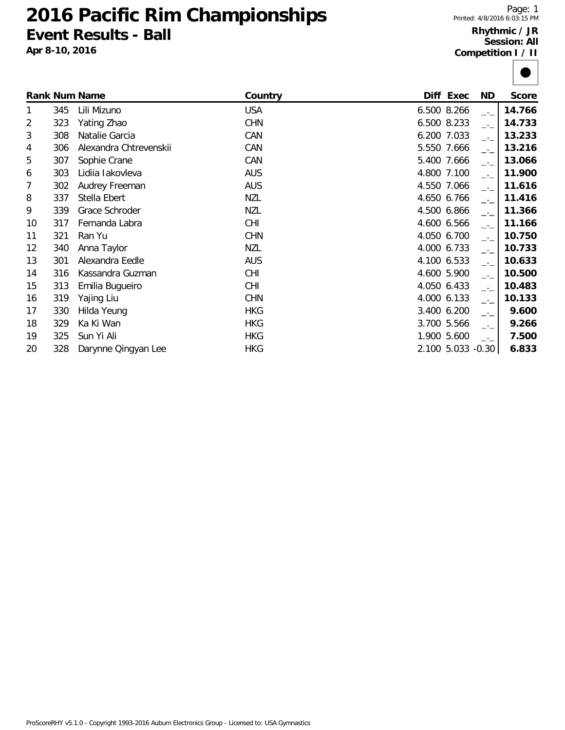# 2016 Pacific Rim Championships

## Event Results - Ball

**Apr 8-10, 2016**

**Rhythmic / JR**
**Session: All**
**Competition I / II**

| Rank | Num | Name | Country | Diff | Exec | ND | Score |
|---|---|---|---|---|---|---|---|
| 1 | 345 | Lili Mizuno | USA | 6.500 | 8.266 | _._ | **14.766** |
| 2 | 323 | Yating Zhao | CHN | 6.500 | 8.233 | _._ | **14.733** |
| 3 | 308 | Natalie Garcia | CAN | 6.200 | 7.033 | _._ | **13.233** |
| 4 | 306 | Alexandra Chtrevenskii | CAN | 5.550 | 7.666 | _._ | **13.216** |
| 5 | 307 | Sophie Crane | CAN | 5.400 | 7.666 | _._ | **13.066** |
| 6 | 303 | Lidiia Iakovleva | AUS | 4.800 | 7.100 | _._ | **11.900** |
| 7 | 302 | Audrey Freeman | AUS | 4.550 | 7.066 | _._ | **11.616** |
| 8 | 337 | Stella Ebert | NZL | 4.650 | 6.766 | _._ | **11.416** |
| 9 | 339 | Grace Schroder | NZL | 4.500 | 6.866 | _._ | **11.366** |
| 10 | 317 | Fernanda Labra | CHI | 4.600 | 6.566 | _._ | **11.166** |
| 11 | 321 | Ran Yu | CHN | 4.050 | 6.700 | _._ | **10.750** |
| 12 | 340 | Anna Taylor | NZL | 4.000 | 6.733 | _._ | **10.733** |
| 13 | 301 | Alexandra Eedle | AUS | 4.100 | 6.533 | _._ | **10.633** |
| 14 | 316 | Kassandra Guzman | CHI | 4.600 | 5.900 | _._ | **10.500** |
| 15 | 313 | Emilia Bugueiro | CHI | 4.050 | 6.433 | _._ | **10.483** |
| 16 | 319 | Yajing Liu | CHN | 4.000 | 6.133 | _._ | **10.133** |
| 17 | 330 | Hilda Yeung | HKG | 3.400 | 6.200 | _._ | **9.600** |
| 18 | 329 | Ka Ki Wan | HKG | 3.700 | 5.566 | _._ | **9.266** |
| 19 | 325 | Sun Yi Ali | HKG | 1.900 | 5.600 | _._ | **7.500** |
| 20 | 328 | Darynne Qingyan Lee | HKG | 2.100 | 5.033 | -0.30 | **6.833** |

ProScoreRHY v5.1.0 - Copyright 1993-2016 Auburn Electronics Group - Licensed to: USA Gymnastics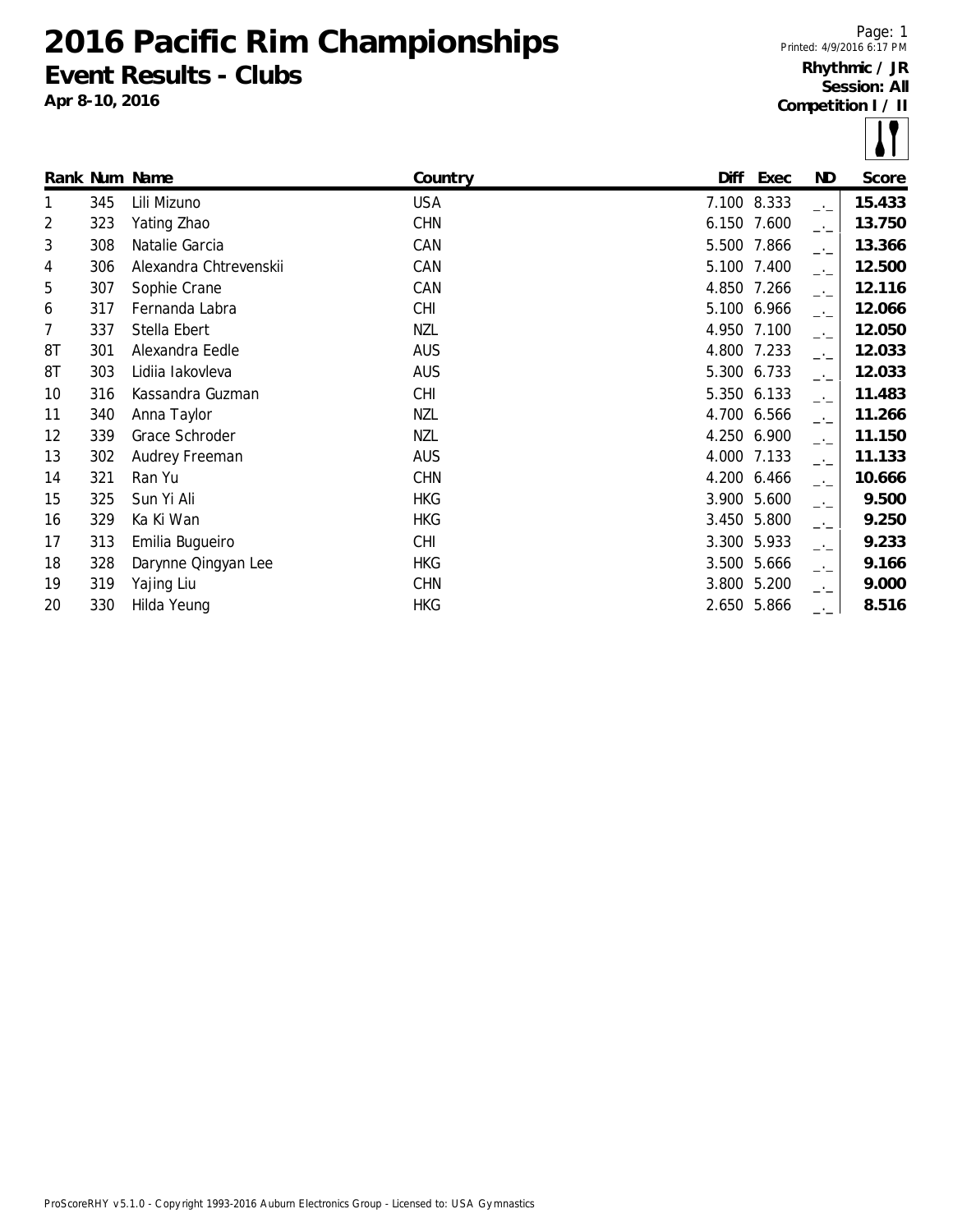# 2016 Pacific Rim Championships

## Event Results - Clubs

**Apr 8-10, 2016**

Printed: 4/9/2016 6:17 PM

**Rhythmic / JR**
**Session: All**
**Competition I / II**

| Rank | Num | Name | Country | Diff | Exec | ND | Score |
|---|---|---|---|---|---|---|---|
| 1 | 345 | Lili Mizuno | USA | 7.100 | 8.333 | _._ | **15.433** |
| 2 | 323 | Yating Zhao | CHN | 6.150 | 7.600 | _._ | **13.750** |
| 3 | 308 | Natalie Garcia | CAN | 5.500 | 7.866 | _._ | **13.366** |
| 4 | 306 | Alexandra Chtrevenskii | CAN | 5.100 | 7.400 | _._ | **12.500** |
| 5 | 307 | Sophie Crane | CAN | 4.850 | 7.266 | _._ | **12.116** |
| 6 | 317 | Fernanda Labra | CHI | 5.100 | 6.966 | _._ | **12.066** |
| 7 | 337 | Stella Ebert | NZL | 4.950 | 7.100 | _._ | **12.050** |
| 8T | 301 | Alexandra Eedle | AUS | 4.800 | 7.233 | _._ | **12.033** |
| 8T | 303 | Lidiia Iakovleva | AUS | 5.300 | 6.733 | _._ | **12.033** |
| 10 | 316 | Kassandra Guzman | CHI | 5.350 | 6.133 | _._ | **11.483** |
| 11 | 340 | Anna Taylor | NZL | 4.700 | 6.566 | _._ | **11.266** |
| 12 | 339 | Grace Schroder | NZL | 4.250 | 6.900 | _._ | **11.150** |
| 13 | 302 | Audrey Freeman | AUS | 4.000 | 7.133 | _._ | **11.133** |
| 14 | 321 | Ran Yu | CHN | 4.200 | 6.466 | _._ | **10.666** |
| 15 | 325 | Sun Yi Ali | HKG | 3.900 | 5.600 | _._ | **9.500** |
| 16 | 329 | Ka Ki Wan | HKG | 3.450 | 5.800 | _._ | **9.250** |
| 17 | 313 | Emilia Bugueiro | CHI | 3.300 | 5.933 | _._ | **9.233** |
| 18 | 328 | Darynne Qingyan Lee | HKG | 3.500 | 5.666 | _._ | **9.166** |
| 19 | 319 | Yajing Liu | CHN | 3.800 | 5.200 | _._ | **9.000** |
| 20 | 330 | Hilda Yeung | HKG | 2.650 | 5.866 | _._ | **8.516** |

ProScoreRHY v5.1.0 - Copyright 1993-2016 Auburn Electronics Group - Licensed to: USA Gymnastics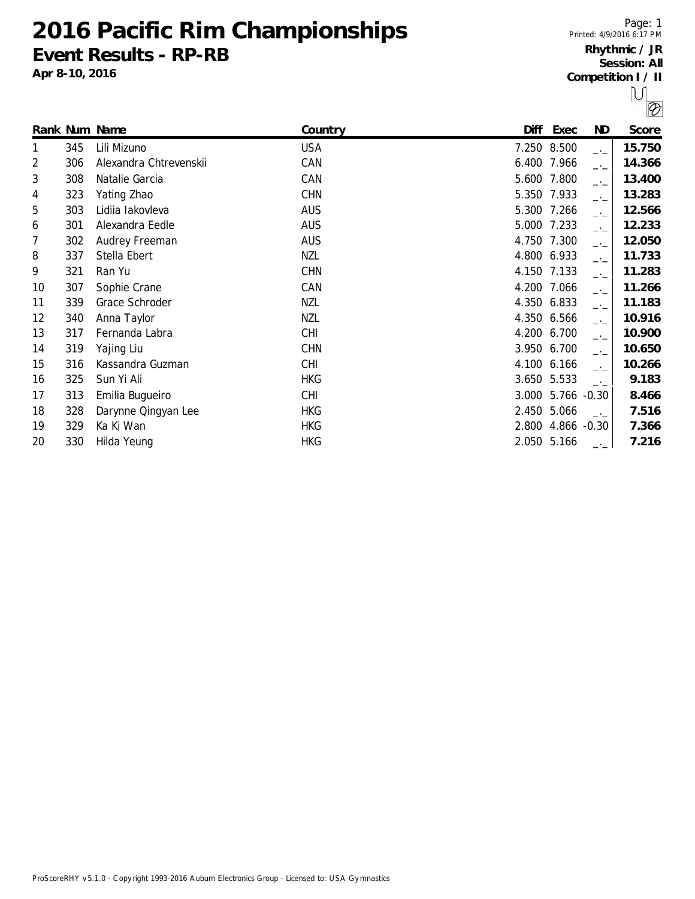# 2016 Pacific Rim Championships

## Event Results - RP-RB

**Apr 8-10, 2016**

**Rhythmic / JR**
**Session: All**
**Competition I / II**

| Rank | Num | Name | Country | Diff | Exec | ND | Score |
|---|---|---|---|---|---|---|---|
| 1 | 345 | Lili Mizuno | USA | 7.250 | 8.500 | _._ | **15.750** |
| 2 | 306 | Alexandra Chtrevenskii | CAN | 6.400 | 7.966 | _._ | **14.366** |
| 3 | 308 | Natalie Garcia | CAN | 5.600 | 7.800 | _._ | **13.400** |
| 4 | 323 | Yating Zhao | CHN | 5.350 | 7.933 | _._ | **13.283** |
| 5 | 303 | Lidiia Iakovleva | AUS | 5.300 | 7.266 | _._ | **12.566** |
| 6 | 301 | Alexandra Eedle | AUS | 5.000 | 7.233 | _._ | **12.233** |
| 7 | 302 | Audrey Freeman | AUS | 4.750 | 7.300 | _._ | **12.050** |
| 8 | 337 | Stella Ebert | NZL | 4.800 | 6.933 | _._ | **11.733** |
| 9 | 321 | Ran Yu | CHN | 4.150 | 7.133 | _._ | **11.283** |
| 10 | 307 | Sophie Crane | CAN | 4.200 | 7.066 | _._ | **11.266** |
| 11 | 339 | Grace Schroder | NZL | 4.350 | 6.833 | _._ | **11.183** |
| 12 | 340 | Anna Taylor | NZL | 4.350 | 6.566 | _._ | **10.916** |
| 13 | 317 | Fernanda Labra | CHI | 4.200 | 6.700 | _._ | **10.900** |
| 14 | 319 | Yajing Liu | CHN | 3.950 | 6.700 | _._ | **10.650** |
| 15 | 316 | Kassandra Guzman | CHI | 4.100 | 6.166 | _._ | **10.266** |
| 16 | 325 | Sun Yi Ali | HKG | 3.650 | 5.533 | _._ | **9.183** |
| 17 | 313 | Emilia Bugueiro | CHI | 3.000 | 5.766 | -0.30 | **8.466** |
| 18 | 328 | Darynne Qingyan Lee | HKG | 2.450 | 5.066 | _._ | **7.516** |
| 19 | 329 | Ka Ki Wan | HKG | 2.800 | 4.866 | -0.30 | **7.366** |
| 20 | 330 | Hilda Yeung | HKG | 2.050 | 5.166 | _._ | **7.216** |

ProScoreRHY v5.1.0 - Copyright 1993-2016 Auburn Electronics Group - Licensed to: USA Gymnastics